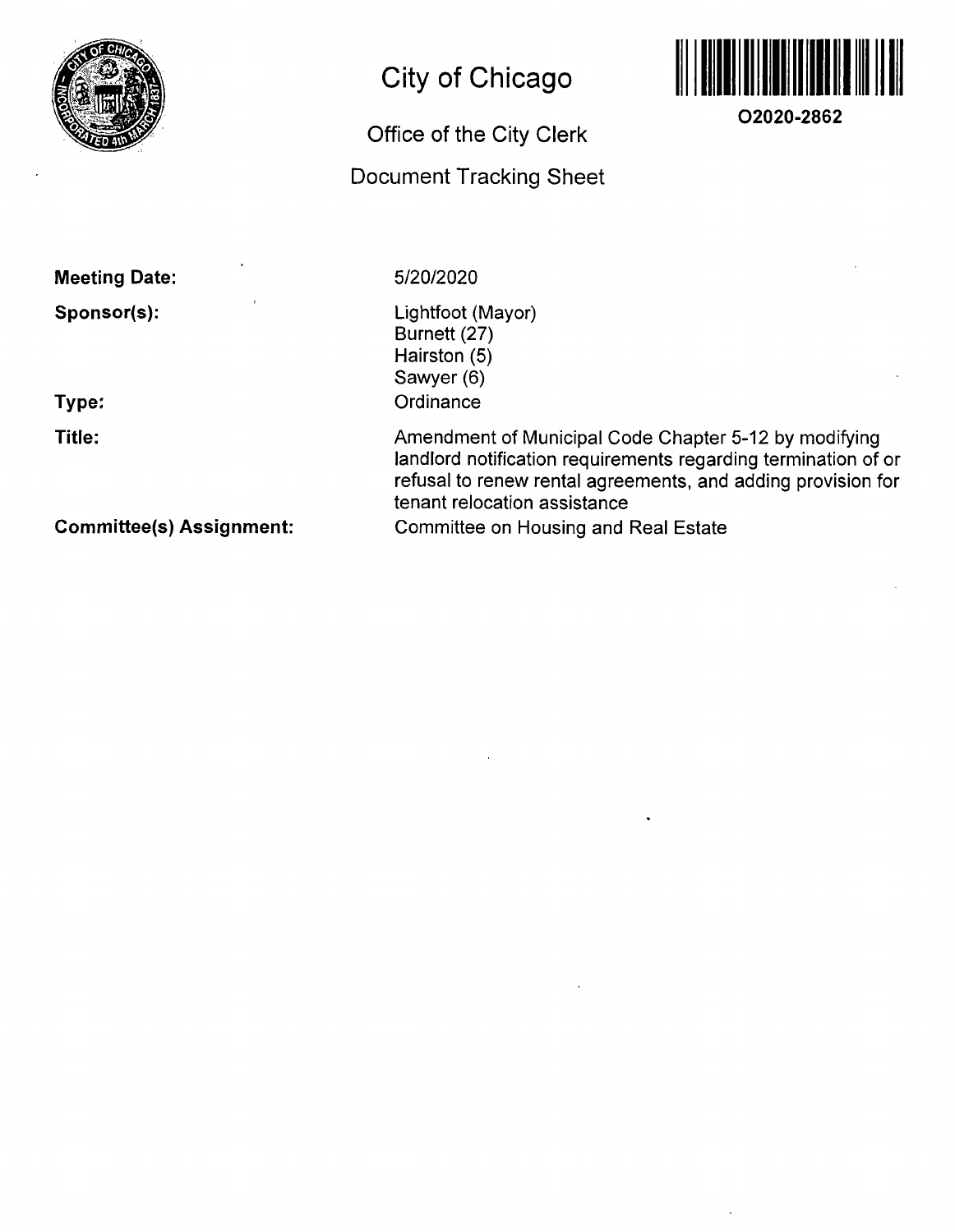# City of Chicago

## Office of the City Clerk

## Document Tracking Sheet

**O2020-2862**

**Meeting Date:** 5/20/2020

**Sponsor(s):** Lightfoot (Mayor)
Burnett (27)
Hairston (5)
Sawyer (6)

**Type:** Ordinance

**Title:** Amendment of Municipal Code Chapter 5-12 by modifying landlord notification requirements regarding termination of or refusal to renew rental agreements, and adding provision for tenant relocation assistance

**Committee(s) Assignment:** Committee on Housing and Real Estate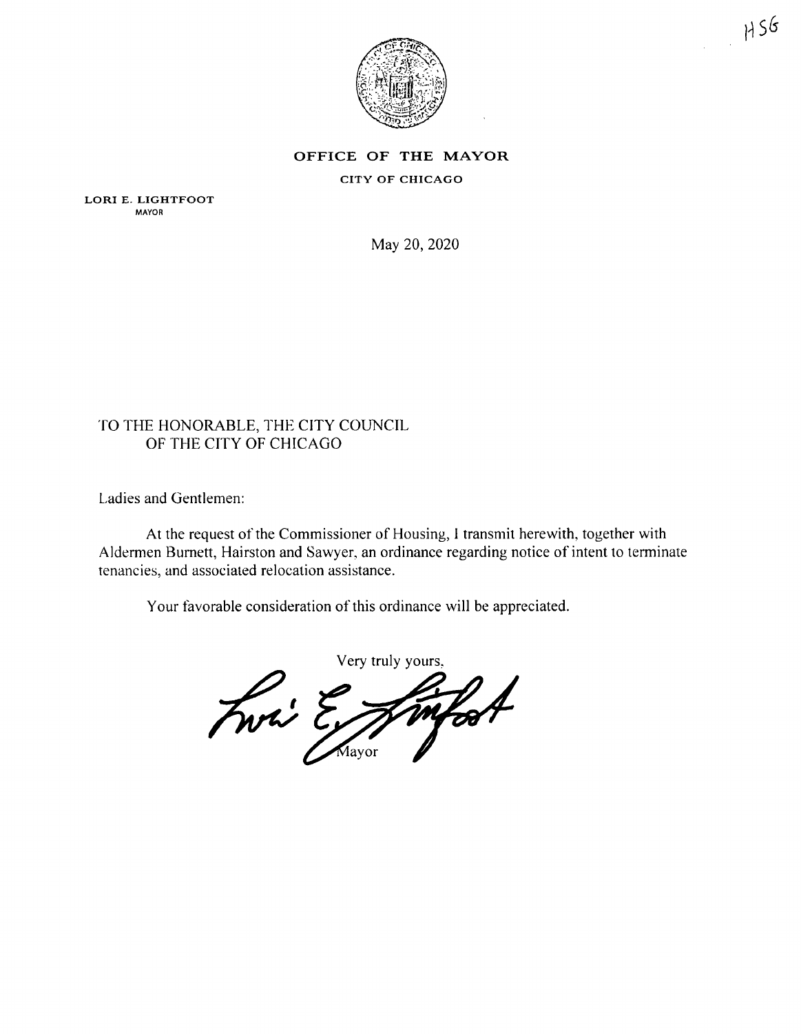HSG

**OFFICE OF THE MAYOR**

**CITY OF CHICAGO**

**LORI E. LIGHTFOOT**
MAYOR

May 20, 2020

TO THE HONORABLE, THE CITY COUNCIL
OF THE CITY OF CHICAGO

Ladies and Gentlemen:

At the request of the Commissioner of Housing, I transmit herewith, together with Aldermen Burnett, Hairston and Sawyer, an ordinance regarding notice of intent to terminate tenancies, and associated relocation assistance.

Your favorable consideration of this ordinance will be appreciated.

Very truly yours,

Mayor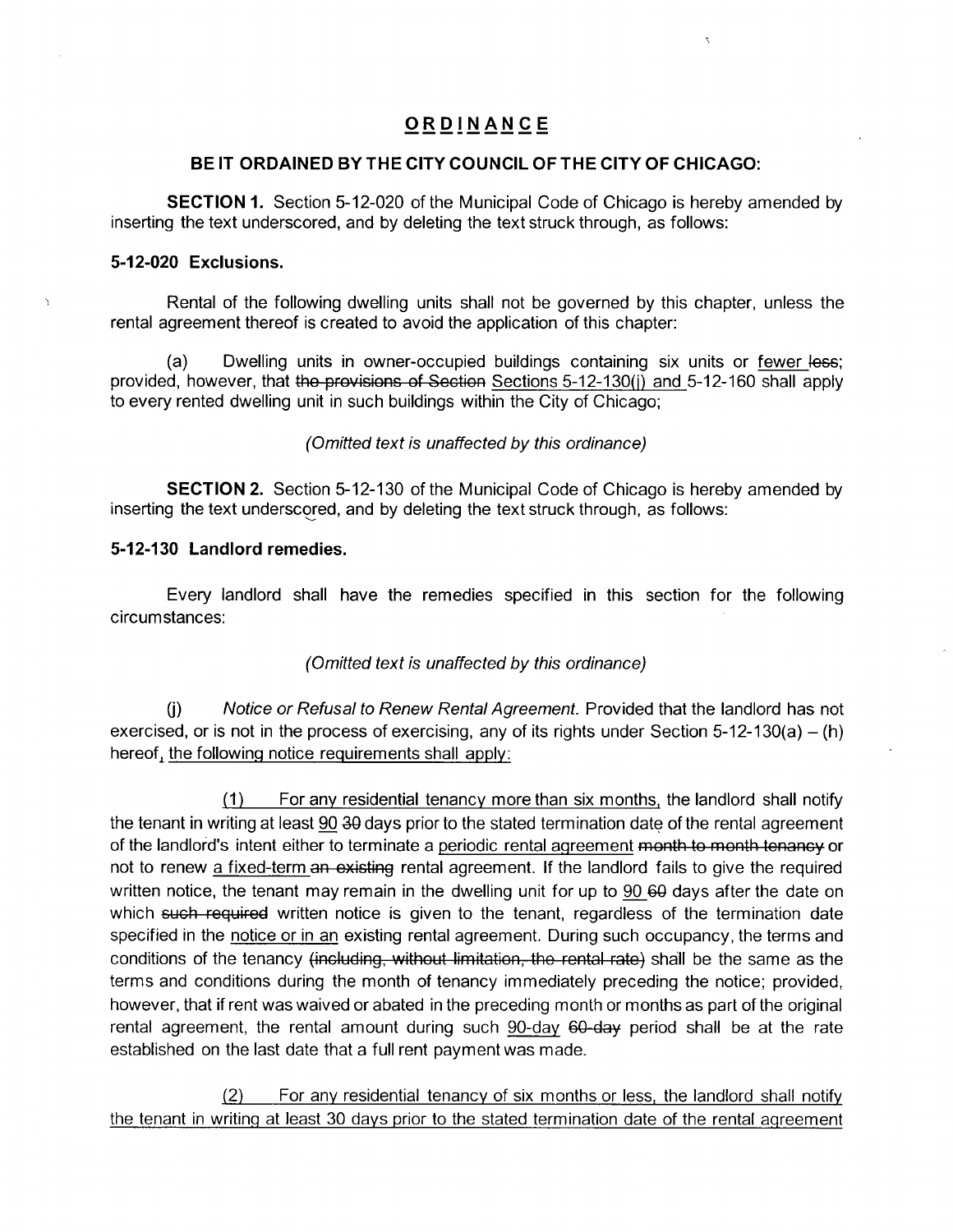# ORDINANCE

**BE IT ORDAINED BY THE CITY COUNCIL OF THE CITY OF CHICAGO:**

**SECTION 1.** Section 5-12-020 of the Municipal Code of Chicago is hereby amended by inserting the text underscored, and by deleting the text struck through, as follows:

**5-12-020 Exclusions.**

Rental of the following dwelling units shall not be governed by this chapter, unless the rental agreement thereof is created to avoid the application of this chapter:

(a) Dwelling units in owner-occupied buildings containing six units or <u>fewer</u> ~~less~~; provided, however, that ~~the provisions of Section~~ <u>Sections 5-12-130(j) and</u> 5-12-160 shall apply to every rented dwelling unit in such buildings within the City of Chicago;

*(Omitted text is unaffected by this ordinance)*

**SECTION 2.** Section 5-12-130 of the Municipal Code of Chicago is hereby amended by inserting the text underscored, and by deleting the text struck through, as follows:

**5-12-130 Landlord remedies.**

Every landlord shall have the remedies specified in this section for the following circumstances:

*(Omitted text is unaffected by this ordinance)*

(j) *Notice or Refusal to Renew Rental Agreement.* Provided that the landlord has not exercised, or is not in the process of exercising, any of its rights under Section 5-12-130(a) – (h) hereof<u>, the following notice requirements shall apply:</u>

<u>(1) For any residential tenancy more than six months,</u> the landlord shall notify the tenant in writing at least <u>90</u> ~~30~~ days prior to the stated termination date of the rental agreement of the landlord's intent either to terminate a <u>periodic rental agreement</u> ~~month to month tenancy~~ or not to renew <u>a fixed-term</u> ~~an existing~~ rental agreement. If the landlord fails to give the required written notice, the tenant may remain in the dwelling unit for up to <u>90</u> ~~60~~ days after the date on which ~~such required~~ written notice is given to the tenant, regardless of the termination date specified in the <u>notice or in an</u> existing rental agreement. During such occupancy, the terms and conditions of the tenancy ~~(including, without limitation, the rental rate)~~ shall be the same as the terms and conditions during the month of tenancy immediately preceding the notice; provided, however, that if rent was waived or abated in the preceding month or months as part of the original rental agreement, the rental amount during such <u>90-day</u> ~~60-day~~ period shall be at the rate established on the last date that a full rent payment was made.

<u>(2) For any residential tenancy of six months or less, the landlord shall notify the tenant in writing at least 30 days prior to the stated termination date of the rental agreement</u>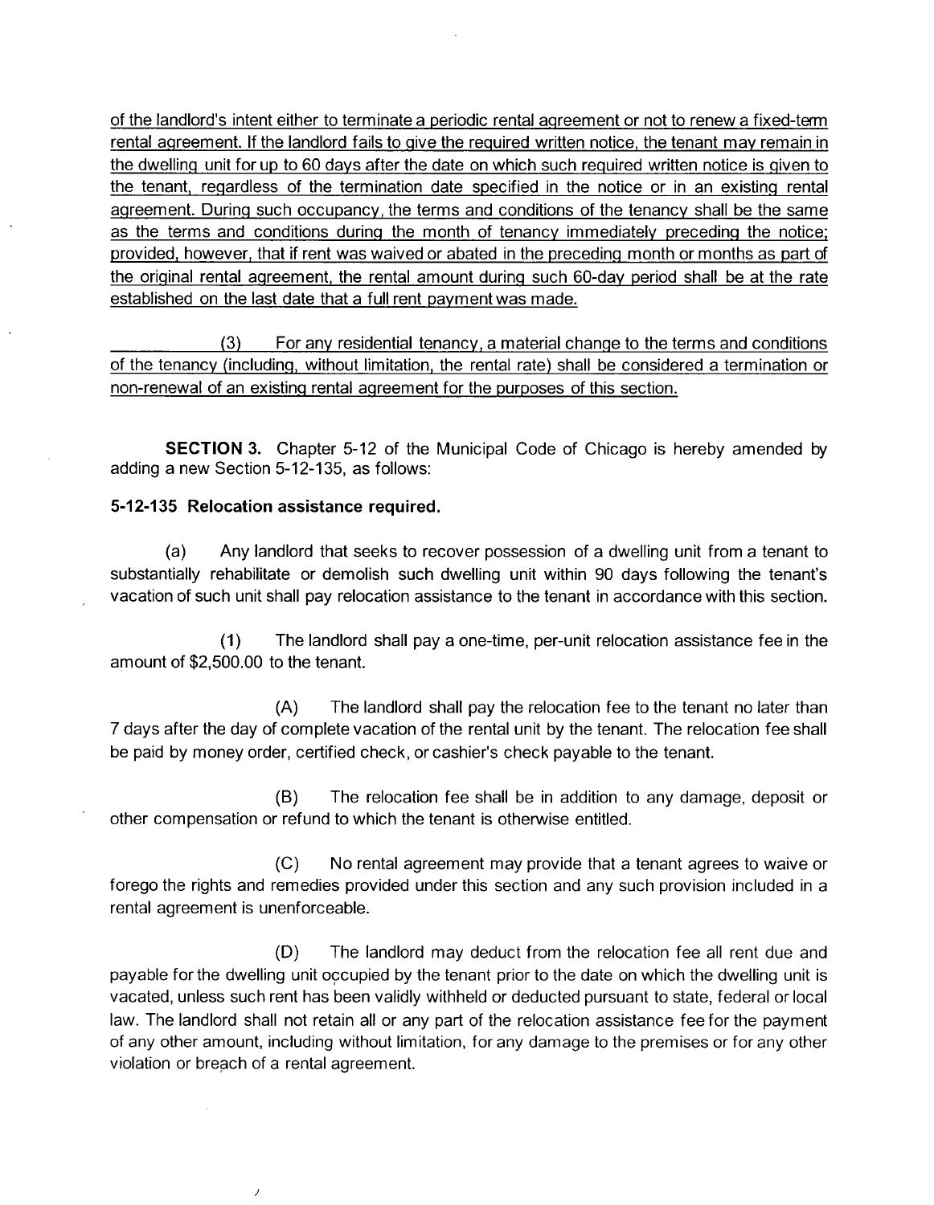of the landlord's intent either to terminate a periodic rental agreement or not to renew a fixed-term rental agreement. If the landlord fails to give the required written notice, the tenant may remain in the dwelling unit for up to 60 days after the date on which such required written notice is given to the tenant, regardless of the termination date specified in the notice or in an existing rental agreement. During such occupancy, the terms and conditions of the tenancy shall be the same as the terms and conditions during the month of tenancy immediately preceding the notice; provided, however, that if rent was waived or abated in the preceding month or months as part of the original rental agreement, the rental amount during such 60-day period shall be at the rate established on the last date that a full rent payment was made.

(3) For any residential tenancy, a material change to the terms and conditions of the tenancy (including, without limitation, the rental rate) shall be considered a termination or non-renewal of an existing rental agreement for the purposes of this section.

**SECTION 3.** Chapter 5-12 of the Municipal Code of Chicago is hereby amended by adding a new Section 5-12-135, as follows:

**5-12-135 Relocation assistance required.**

(a) Any landlord that seeks to recover possession of a dwelling unit from a tenant to substantially rehabilitate or demolish such dwelling unit within 90 days following the tenant's vacation of such unit shall pay relocation assistance to the tenant in accordance with this section.

(1) The landlord shall pay a one-time, per-unit relocation assistance fee in the amount of $2,500.00 to the tenant.

(A) The landlord shall pay the relocation fee to the tenant no later than 7 days after the day of complete vacation of the rental unit by the tenant. The relocation fee shall be paid by money order, certified check, or cashier's check payable to the tenant.

(B) The relocation fee shall be in addition to any damage, deposit or other compensation or refund to which the tenant is otherwise entitled.

(C) No rental agreement may provide that a tenant agrees to waive or forego the rights and remedies provided under this section and any such provision included in a rental agreement is unenforceable.

(D) The landlord may deduct from the relocation fee all rent due and payable for the dwelling unit occupied by the tenant prior to the date on which the dwelling unit is vacated, unless such rent has been validly withheld or deducted pursuant to state, federal or local law. The landlord shall not retain all or any part of the relocation assistance fee for the payment of any other amount, including without limitation, for any damage to the premises or for any other violation or breach of a rental agreement.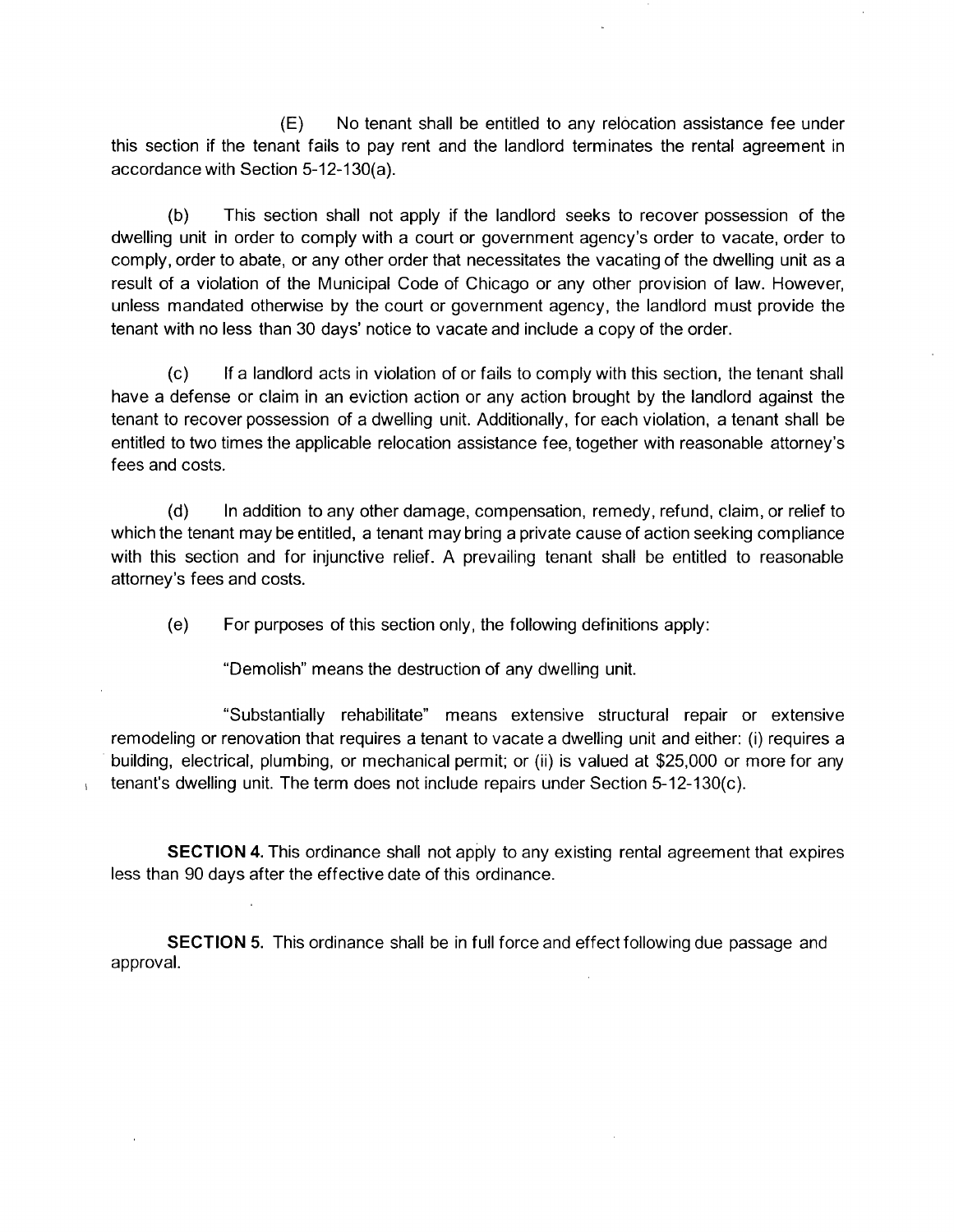(E) No tenant shall be entitled to any relocation assistance fee under this section if the tenant fails to pay rent and the landlord terminates the rental agreement in accordance with Section 5-12-130(a).

(b) This section shall not apply if the landlord seeks to recover possession of the dwelling unit in order to comply with a court or government agency's order to vacate, order to comply, order to abate, or any other order that necessitates the vacating of the dwelling unit as a result of a violation of the Municipal Code of Chicago or any other provision of law. However, unless mandated otherwise by the court or government agency, the landlord must provide the tenant with no less than 30 days' notice to vacate and include a copy of the order.

(c) If a landlord acts in violation of or fails to comply with this section, the tenant shall have a defense or claim in an eviction action or any action brought by the landlord against the tenant to recover possession of a dwelling unit. Additionally, for each violation, a tenant shall be entitled to two times the applicable relocation assistance fee, together with reasonable attorney's fees and costs.

(d) In addition to any other damage, compensation, remedy, refund, claim, or relief to which the tenant may be entitled, a tenant may bring a private cause of action seeking compliance with this section and for injunctive relief. A prevailing tenant shall be entitled to reasonable attorney's fees and costs.

(e) For purposes of this section only, the following definitions apply:

"Demolish" means the destruction of any dwelling unit.

"Substantially rehabilitate" means extensive structural repair or extensive remodeling or renovation that requires a tenant to vacate a dwelling unit and either: (i) requires a building, electrical, plumbing, or mechanical permit; or (ii) is valued at $25,000 or more for any tenant's dwelling unit. The term does not include repairs under Section 5-12-130(c).

**SECTION 4.** This ordinance shall not apply to any existing rental agreement that expires less than 90 days after the effective date of this ordinance.

**SECTION 5.** This ordinance shall be in full force and effect following due passage and approval.